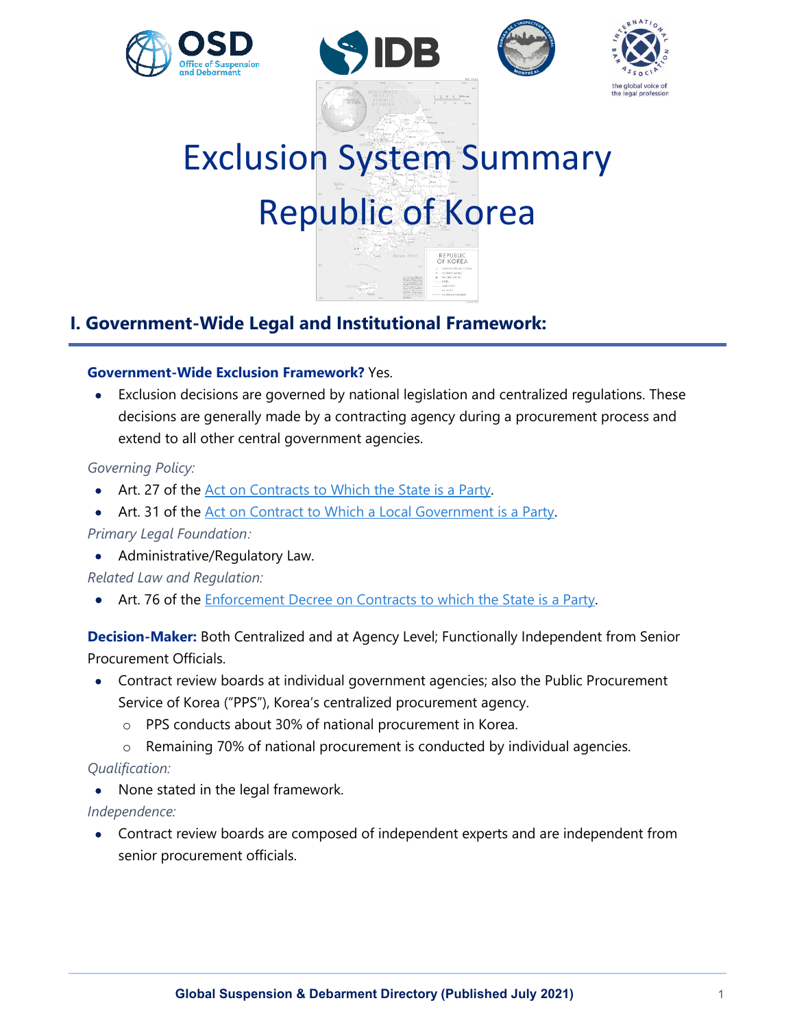# Exclusion System Summary
# Republic of Korea

## I. Government-Wide Legal and Institutional Framework:

**Government-Wide Exclusion Framework?** Yes.

- Exclusion decisions are governed by national legislation and centralized regulations. These decisions are generally made by a contracting agency during a procurement process and extend to all other central government agencies.

*Governing Policy:*

- Art. 27 of the Act on Contracts to Which the State is a Party.
- Art. 31 of the Act on Contract to Which a Local Government is a Party.

*Primary Legal Foundation:*

- Administrative/Regulatory Law.

*Related Law and Regulation:*

- Art. 76 of the Enforcement Decree on Contracts to which the State is a Party.

**Decision-Maker:** Both Centralized and at Agency Level; Functionally Independent from Senior Procurement Officials.

- Contract review boards at individual government agencies; also the Public Procurement Service of Korea ("PPS"), Korea's centralized procurement agency.
  - PPS conducts about 30% of national procurement in Korea.
  - Remaining 70% of national procurement is conducted by individual agencies.

*Qualification:*

- None stated in the legal framework.

*Independence:*

- Contract review boards are composed of independent experts and are independent from senior procurement officials.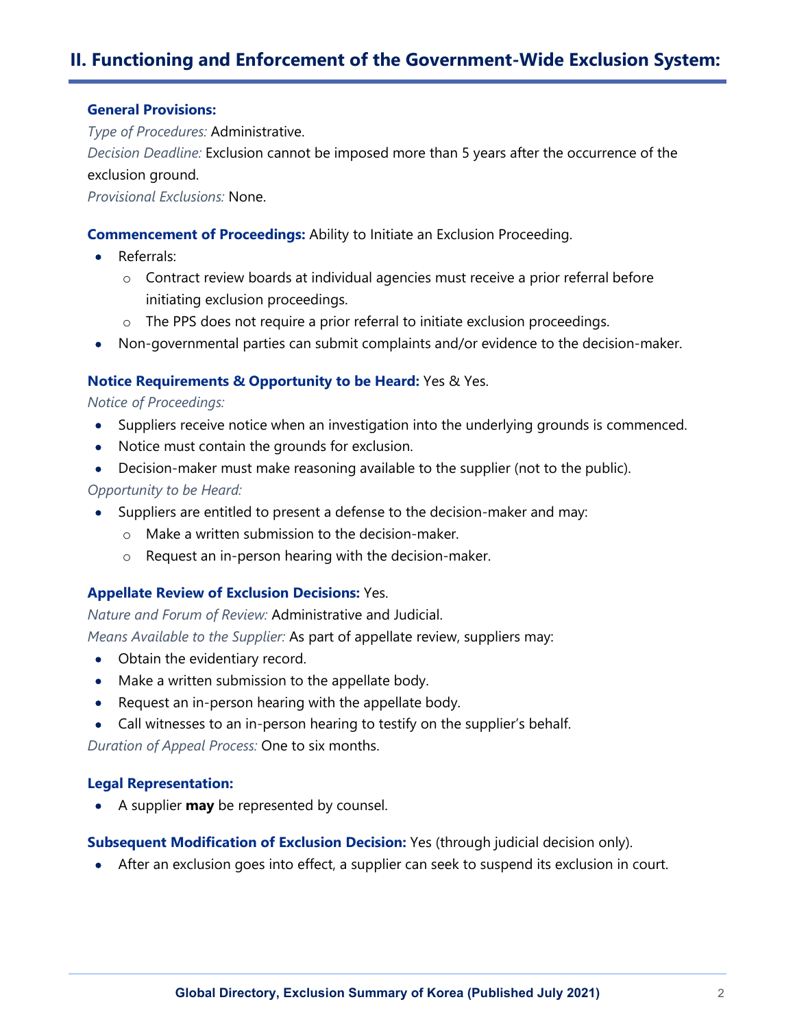## II. Functioning and Enforcement of the Government-Wide Exclusion System:

**General Provisions:**

*Type of Procedures:* Administrative.

*Decision Deadline:* Exclusion cannot be imposed more than 5 years after the occurrence of the exclusion ground.

*Provisional Exclusions:* None.

**Commencement of Proceedings:** Ability to Initiate an Exclusion Proceeding.

- Referrals:
  - Contract review boards at individual agencies must receive a prior referral before initiating exclusion proceedings.
  - The PPS does not require a prior referral to initiate exclusion proceedings.
- Non-governmental parties can submit complaints and/or evidence to the decision-maker.

**Notice Requirements & Opportunity to be Heard:** Yes & Yes.

*Notice of Proceedings:*

- Suppliers receive notice when an investigation into the underlying grounds is commenced.
- Notice must contain the grounds for exclusion.
- Decision-maker must make reasoning available to the supplier (not to the public).

*Opportunity to be Heard:*

- Suppliers are entitled to present a defense to the decision-maker and may:
  - Make a written submission to the decision-maker.
  - Request an in-person hearing with the decision-maker.

**Appellate Review of Exclusion Decisions:** Yes.

*Nature and Forum of Review:* Administrative and Judicial.

*Means Available to the Supplier:* As part of appellate review, suppliers may:

- Obtain the evidentiary record.
- Make a written submission to the appellate body.
- Request an in-person hearing with the appellate body.
- Call witnesses to an in-person hearing to testify on the supplier's behalf.

*Duration of Appeal Process:* One to six months.

**Legal Representation:**

- A supplier **may** be represented by counsel.

**Subsequent Modification of Exclusion Decision:** Yes (through judicial decision only).

- After an exclusion goes into effect, a supplier can seek to suspend its exclusion in court.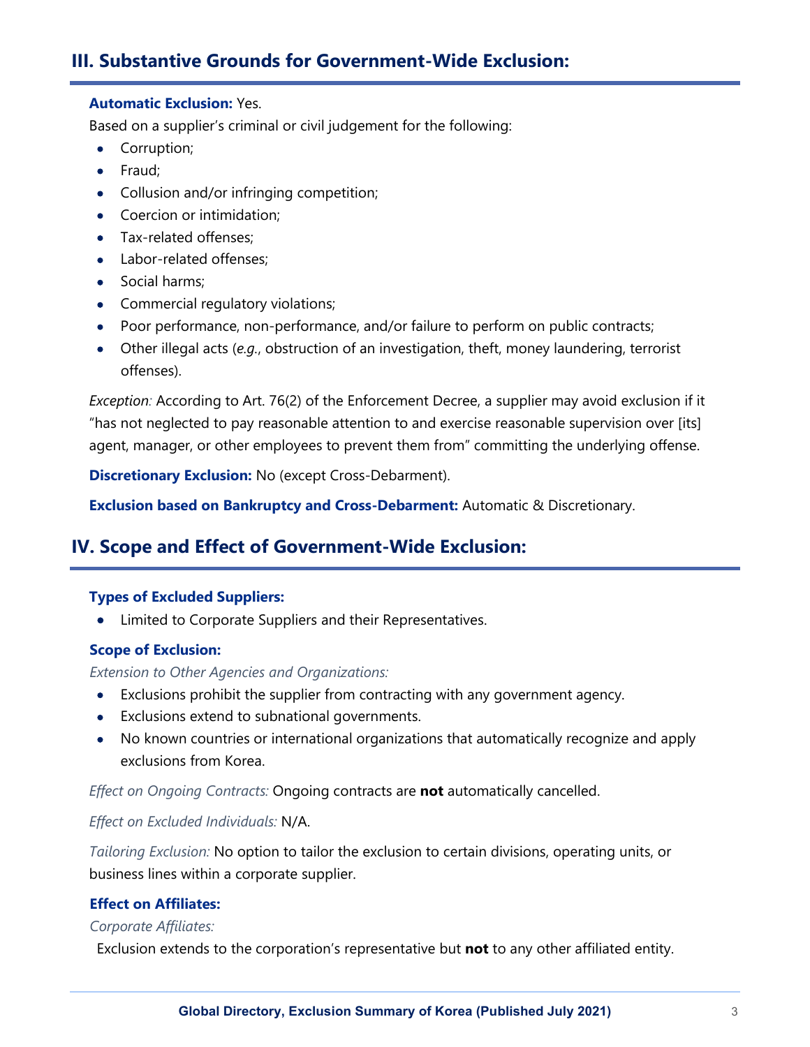## III. Substantive Grounds for Government-Wide Exclusion:

**Automatic Exclusion:** Yes.

Based on a supplier's criminal or civil judgement for the following:

- Corruption;
- Fraud;
- Collusion and/or infringing competition;
- Coercion or intimidation;
- Tax-related offenses;
- Labor-related offenses;
- Social harms;
- Commercial regulatory violations;
- Poor performance, non-performance, and/or failure to perform on public contracts;
- Other illegal acts (*e.g.*, obstruction of an investigation, theft, money laundering, terrorist offenses).

*Exception:* According to Art. 76(2) of the Enforcement Decree, a supplier may avoid exclusion if it "has not neglected to pay reasonable attention to and exercise reasonable supervision over [its] agent, manager, or other employees to prevent them from" committing the underlying offense.

**Discretionary Exclusion:** No (except Cross-Debarment).

**Exclusion based on Bankruptcy and Cross-Debarment:** Automatic & Discretionary.

## IV. Scope and Effect of Government-Wide Exclusion:

**Types of Excluded Suppliers:**

- Limited to Corporate Suppliers and their Representatives.

**Scope of Exclusion:**

*Extension to Other Agencies and Organizations:*

- Exclusions prohibit the supplier from contracting with any government agency.
- Exclusions extend to subnational governments.
- No known countries or international organizations that automatically recognize and apply exclusions from Korea.

*Effect on Ongoing Contracts:* Ongoing contracts are **not** automatically cancelled.

*Effect on Excluded Individuals:* N/A.

*Tailoring Exclusion:* No option to tailor the exclusion to certain divisions, operating units, or business lines within a corporate supplier.

**Effect on Affiliates:**

*Corporate Affiliates:*

Exclusion extends to the corporation's representative but **not** to any other affiliated entity.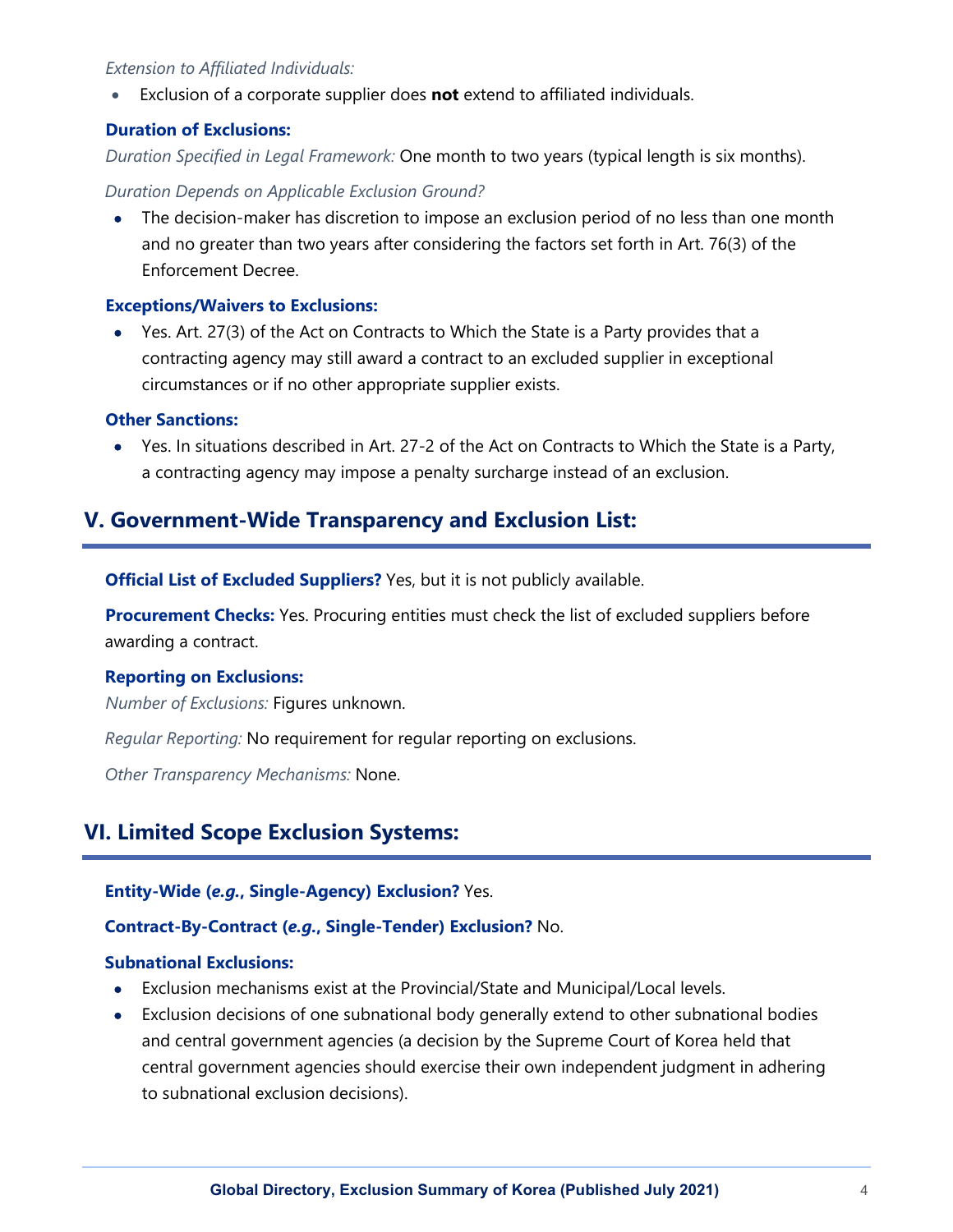*Extension to Affiliated Individuals:*

- Exclusion of a corporate supplier does **not** extend to affiliated individuals.

**Duration of Exclusions:**

*Duration Specified in Legal Framework:* One month to two years (typical length is six months).

*Duration Depends on Applicable Exclusion Ground?*

- The decision-maker has discretion to impose an exclusion period of no less than one month and no greater than two years after considering the factors set forth in Art. 76(3) of the Enforcement Decree.

**Exceptions/Waivers to Exclusions:**

- Yes. Art. 27(3) of the Act on Contracts to Which the State is a Party provides that a contracting agency may still award a contract to an excluded supplier in exceptional circumstances or if no other appropriate supplier exists.

**Other Sanctions:**

- Yes. In situations described in Art. 27-2 of the Act on Contracts to Which the State is a Party, a contracting agency may impose a penalty surcharge instead of an exclusion.

## V. Government-Wide Transparency and Exclusion List:

**Official List of Excluded Suppliers?** Yes, but it is not publicly available.

**Procurement Checks:** Yes. Procuring entities must check the list of excluded suppliers before awarding a contract.

**Reporting on Exclusions:**

*Number of Exclusions:* Figures unknown.

*Regular Reporting:* No requirement for regular reporting on exclusions.

*Other Transparency Mechanisms:* None.

## VI. Limited Scope Exclusion Systems:

**Entity-Wide (*e.g.*, Single-Agency) Exclusion?** Yes.

**Contract-By-Contract (*e.g.*, Single-Tender) Exclusion?** No.

**Subnational Exclusions:**

- Exclusion mechanisms exist at the Provincial/State and Municipal/Local levels.
- Exclusion decisions of one subnational body generally extend to other subnational bodies and central government agencies (a decision by the Supreme Court of Korea held that central government agencies should exercise their own independent judgment in adhering to subnational exclusion decisions).